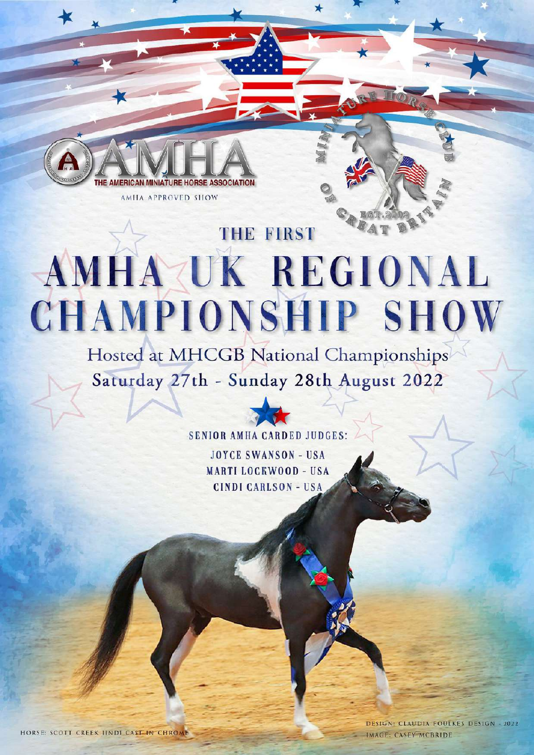AMHA

THE AMERICAN MINIATURE HORSE ASSOCIATION

AMHA APPROVED SHOW

MINIATURE HORSE CLUB OF GREAT BRITAIN EST. 2002

THE FIRST

# AMHA UK REGIONAL CHAMPIONSHIP SHOW

Hosted at MHCGB National Championships

Saturday 27th - Sunday 28th August 2022

SENIOR AMHA CARDED JUDGES:

JOYCE SWANSON - USA

MARTI LOCKWOOD - USA

CINDI CARLSON - USA

HORSE: SCOTT CREEK JINDI CAST IN CHROME

DESIGN: CLAUDIA FOULKES DESIGN - 2022

IMAGE: CASEY MCBRIDE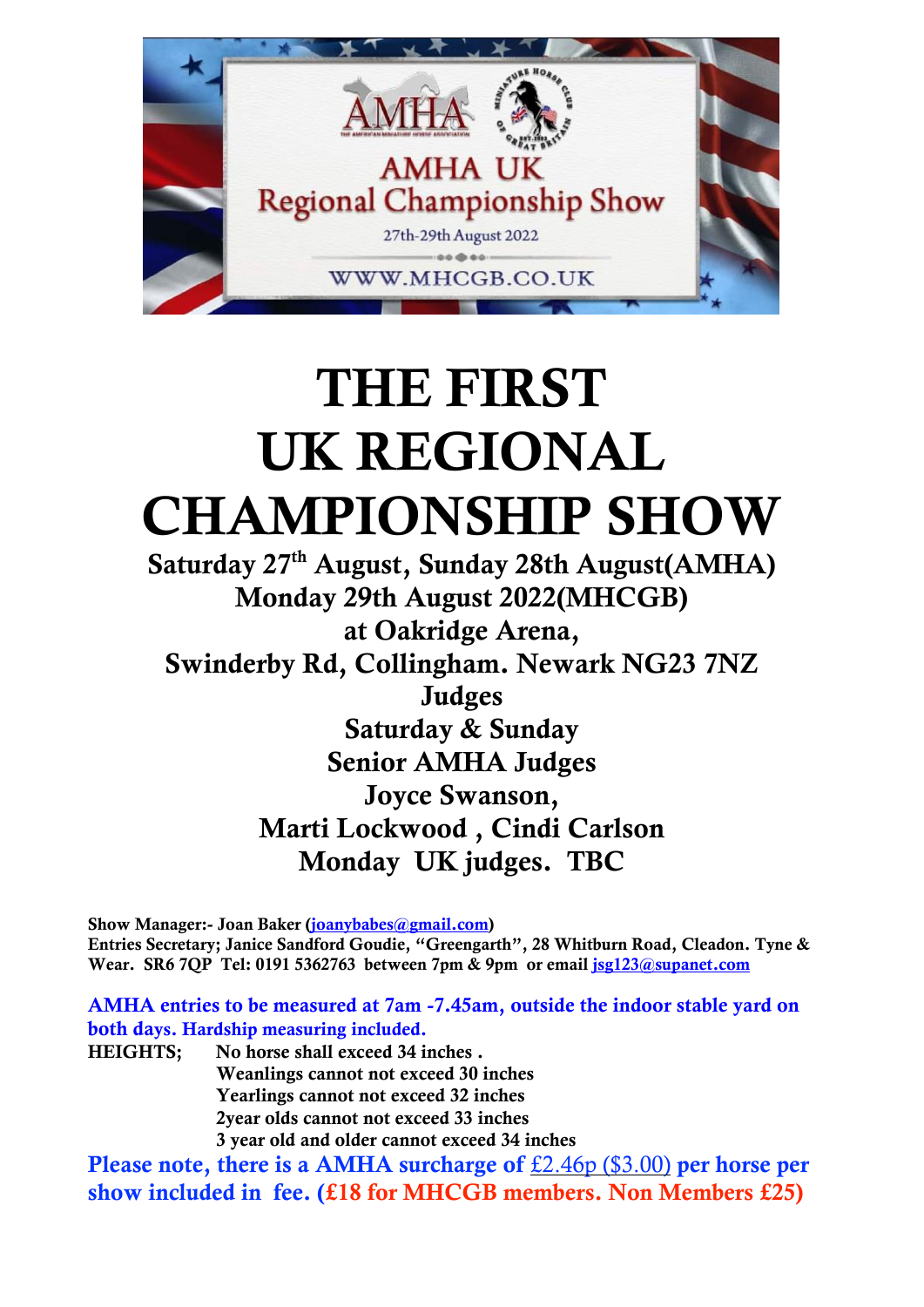AMHA

AMHA UK
Regional Championship Show
27th-29th August 2022

WWW.MHCGB.CO.UK

# THE FIRST UK REGIONAL CHAMPIONSHIP SHOW

**Saturday 27th August, Sunday 28th August(AMHA)**
**Monday 29th August 2022(MHCGB)**
**at Oakridge Arena,**
**Swinderby Rd, Collingham. Newark NG23 7NZ**

**Judges**
**Saturday & Sunday**
**Senior AMHA Judges**
**Joyce Swanson,**
**Marti Lockwood , Cindi Carlson**
**Monday UK judges. TBC**

**Show Manager:- Joan Baker (joanybabes@gmail.com)**
**Entries Secretary; Janice Sandford Goudie, "Greengarth", 28 Whitburn Road, Cleadon. Tyne & Wear. SR6 7QP Tel: 0191 5362763 between 7pm & 9pm or email jsg123@supanet.com**

**AMHA entries to be measured at 7am -7.45am, outside the indoor stable yard on both days. Hardship measuring included.**

**HEIGHTS;** No horse shall exceed 34 inches .
Weanlings cannot not exceed 30 inches
Yearlings cannot not exceed 32 inches
2year olds cannot not exceed 33 inches
3 year old and older cannot exceed 34 inches

**Please note, there is a AMHA surcharge of £2.46p ($3.00) per horse per show included in fee. (£18 for MHCGB members. Non Members £25)**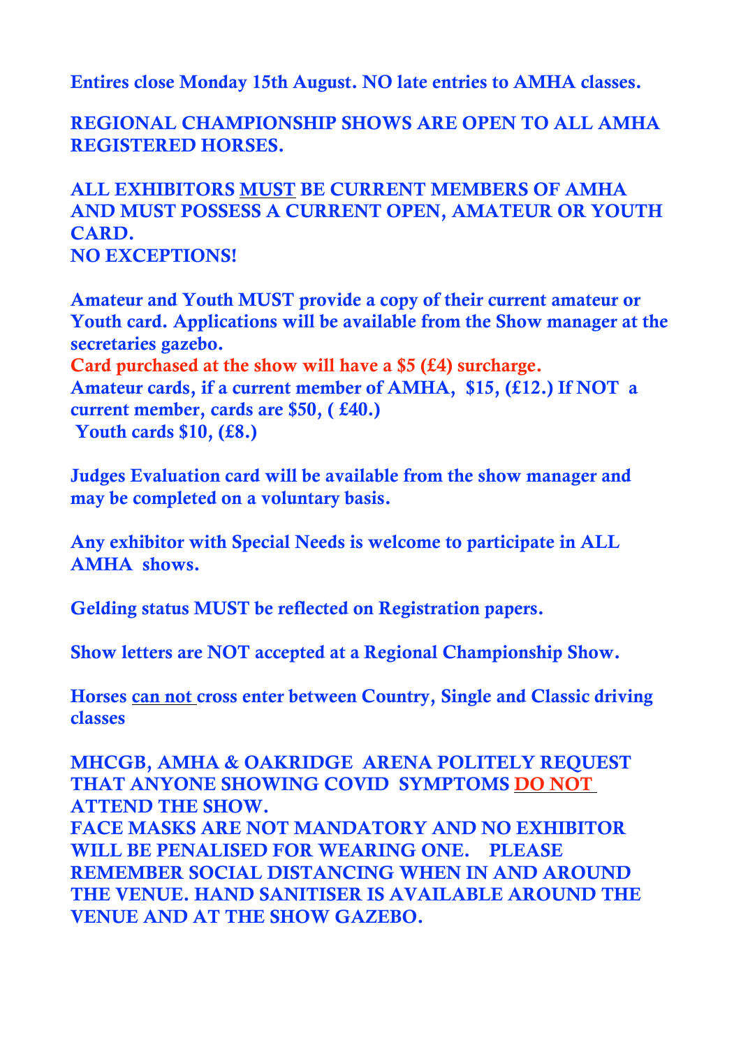**Entires close Monday 15th August. NO late entries to AMHA classes.**

**REGIONAL CHAMPIONSHIP SHOWS ARE OPEN TO ALL AMHA REGISTERED HORSES.**

**ALL EXHIBITORS <u>MUST</u> BE CURRENT MEMBERS OF AMHA AND MUST POSSESS A CURRENT OPEN, AMATEUR OR YOUTH CARD.**
**NO EXCEPTIONS!**

**Amateur and Youth MUST provide a copy of their current amateur or Youth card. Applications will be available from the Show manager at the secretaries gazebo.**
**Card purchased at the show will have a $5 (£4) surcharge.**
**Amateur cards, if a current member of AMHA, $15, (£12.) If NOT a current member, cards are $50, ( £40.)**
**Youth cards $10, (£8.)**

**Judges Evaluation card will be available from the show manager and may be completed on a voluntary basis.**

**Any exhibitor with Special Needs is welcome to participate in ALL AMHA shows.**

**Gelding status MUST be reflected on Registration papers.**

**Show letters are NOT accepted at a Regional Championship Show.**

**Horses <u>can not</u> cross enter between Country, Single and Classic driving classes**

**MHCGB, AMHA & OAKRIDGE ARENA POLITELY REQUEST THAT ANYONE SHOWING COVID SYMPTOMS <u>DO NOT</u> ATTEND THE SHOW.**
**FACE MASKS ARE NOT MANDATORY AND NO EXHIBITOR WILL BE PENALISED FOR WEARING ONE. PLEASE REMEMBER SOCIAL DISTANCING WHEN IN AND AROUND THE VENUE. HAND SANITISER IS AVAILABLE AROUND THE VENUE AND AT THE SHOW GAZEBO.**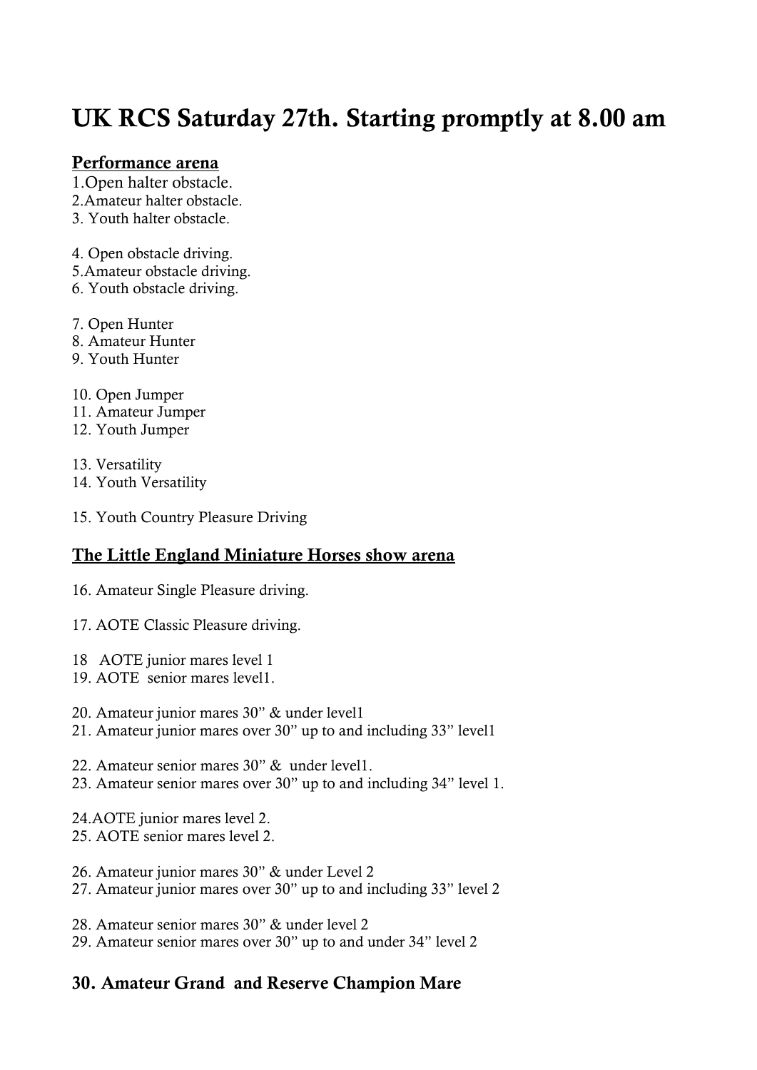# UK RCS Saturday 27th. Starting promptly at 8.00 am

## Performance arena

1.Open halter obstacle.
2.Amateur halter obstacle.
3. Youth halter obstacle.

4. Open obstacle driving.
5.Amateur obstacle driving.
6. Youth obstacle driving.

7. Open Hunter
8. Amateur Hunter
9. Youth Hunter

10. Open Jumper
11. Amateur Jumper
12. Youth Jumper

13. Versatility
14. Youth Versatility

15. Youth Country Pleasure Driving

## The Little England Miniature Horses show arena

16. Amateur Single Pleasure driving.

17. AOTE Classic Pleasure driving.

18 AOTE junior mares level 1
19. AOTE senior mares level1.

20. Amateur junior mares 30" & under level1
21. Amateur junior mares over 30" up to and including 33" level1

22. Amateur senior mares 30" & under level1.
23. Amateur senior mares over 30" up to and including 34" level 1.

24.AOTE junior mares level 2.
25. AOTE senior mares level 2.

26. Amateur junior mares 30" & under Level 2
27. Amateur junior mares over 30" up to and including 33" level 2

28. Amateur senior mares 30" & under level 2
29. Amateur senior mares over 30" up to and under 34" level 2

## 30. Amateur Grand and Reserve Champion Mare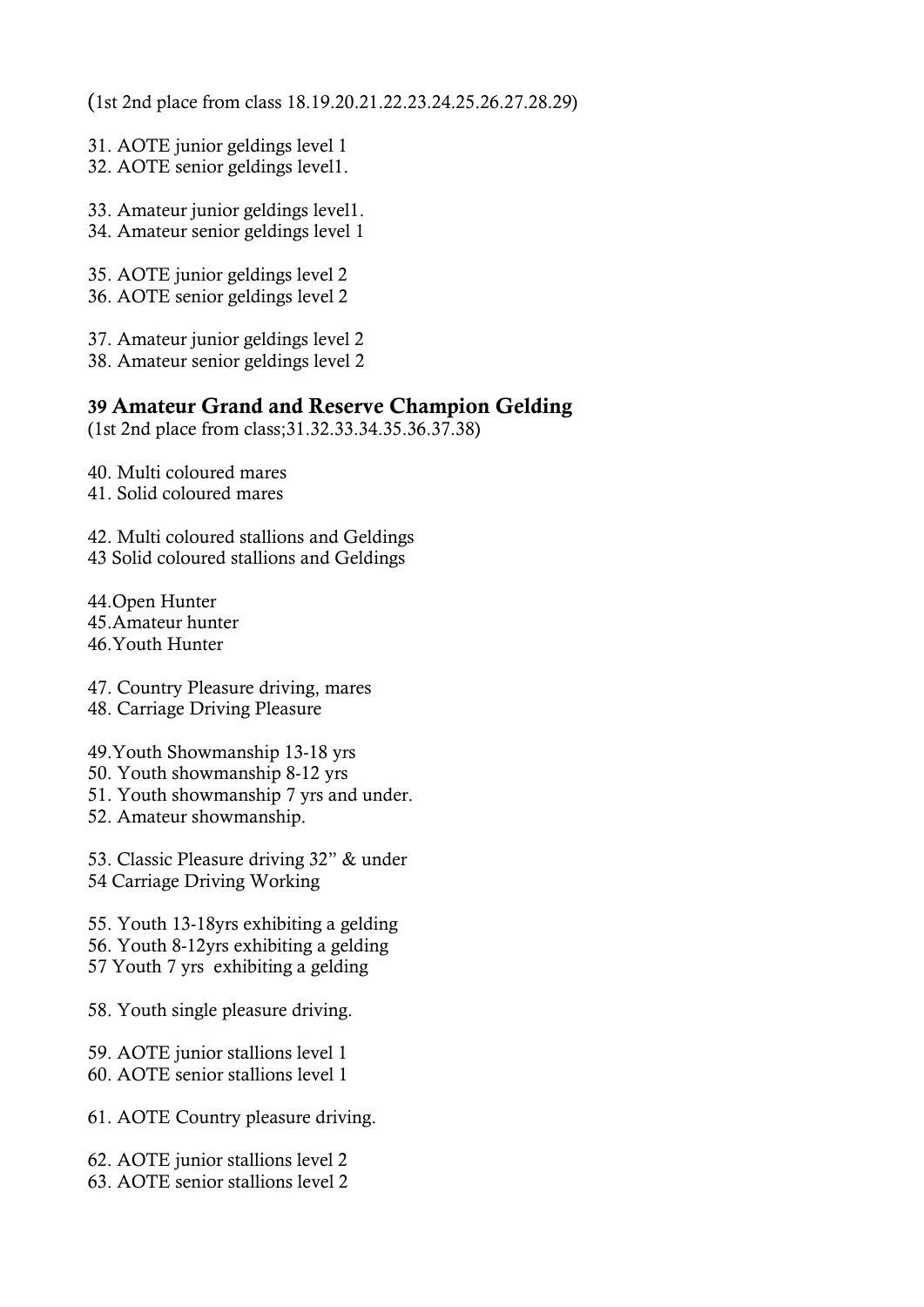(1st 2nd place from class 18.19.20.21.22.23.24.25.26.27.28.29)

31. AOTE junior geldings level 1
32. AOTE senior geldings level1.

33. Amateur junior geldings level1.
34. Amateur senior geldings level 1

35. AOTE junior geldings level 2
36. AOTE senior geldings level 2

37. Amateur junior geldings level 2
38. Amateur senior geldings level 2

### 39 Amateur Grand and Reserve Champion Gelding

(1st 2nd place from class;31.32.33.34.35.36.37.38)

40. Multi coloured mares
41. Solid coloured mares

42. Multi coloured stallions and Geldings
43 Solid coloured stallions and Geldings

44.Open Hunter
45.Amateur hunter
46.Youth Hunter

47. Country Pleasure driving, mares
48. Carriage Driving Pleasure

49.Youth Showmanship 13-18 yrs
50. Youth showmanship 8-12 yrs
51. Youth showmanship 7 yrs and under.
52. Amateur showmanship.

53. Classic Pleasure driving 32" & under
54 Carriage Driving Working

55. Youth 13-18yrs exhibiting a gelding
56. Youth 8-12yrs exhibiting a gelding
57 Youth 7 yrs exhibiting a gelding

58. Youth single pleasure driving.

59. AOTE junior stallions level 1
60. AOTE senior stallions level 1

61. AOTE Country pleasure driving.

62. AOTE junior stallions level 2
63. AOTE senior stallions level 2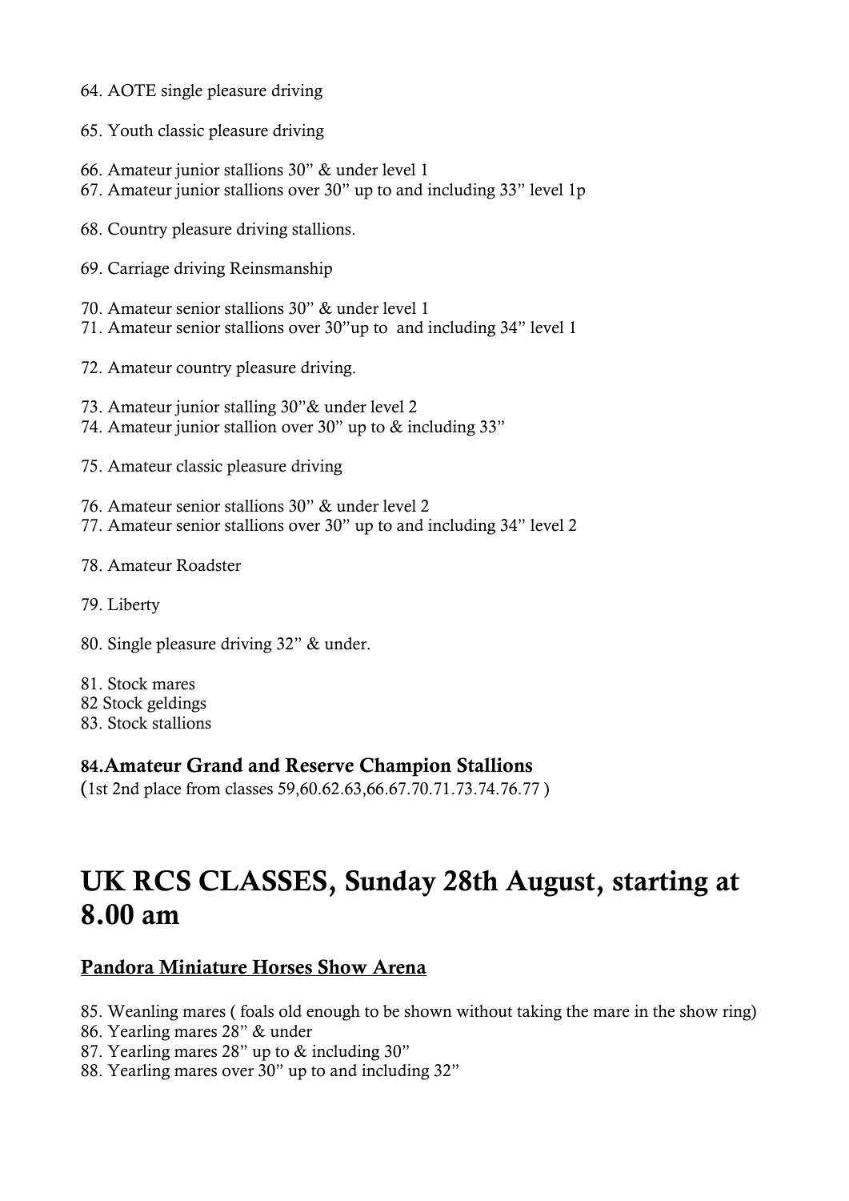64. AOTE single pleasure driving

65. Youth classic pleasure driving

66. Amateur junior stallions 30" & under level 1
67. Amateur junior stallions over 30" up to and including 33" level 1p

68. Country pleasure driving stallions.

69. Carriage driving Reinsmanship

70. Amateur senior stallions 30" & under level 1
71. Amateur senior stallions over 30"up to and including 34" level 1

72. Amateur country pleasure driving.

73. Amateur junior stalling 30"& under level 2
74. Amateur junior stallion over 30" up to & including 33"

75. Amateur classic pleasure driving

76. Amateur senior stallions 30" & under level 2
77. Amateur senior stallions over 30" up to and including 34" level 2

78. Amateur Roadster

79. Liberty

80. Single pleasure driving 32" & under.

81. Stock mares
82 Stock geldings
83. Stock stallions

### 84.Amateur Grand and Reserve Champion Stallions

(1st 2nd place from classes 59,60.62.63,66.67.70.71.73.74.76.77 )

# UK RCS CLASSES, Sunday 28th August, starting at 8.00 am

## Pandora Miniature Horses Show Arena

85. Weanling mares ( foals old enough to be shown without taking the mare in the show ring)
86. Yearling mares 28" & under
87. Yearling mares 28" up to & including 30"
88. Yearling mares over 30" up to and including 32"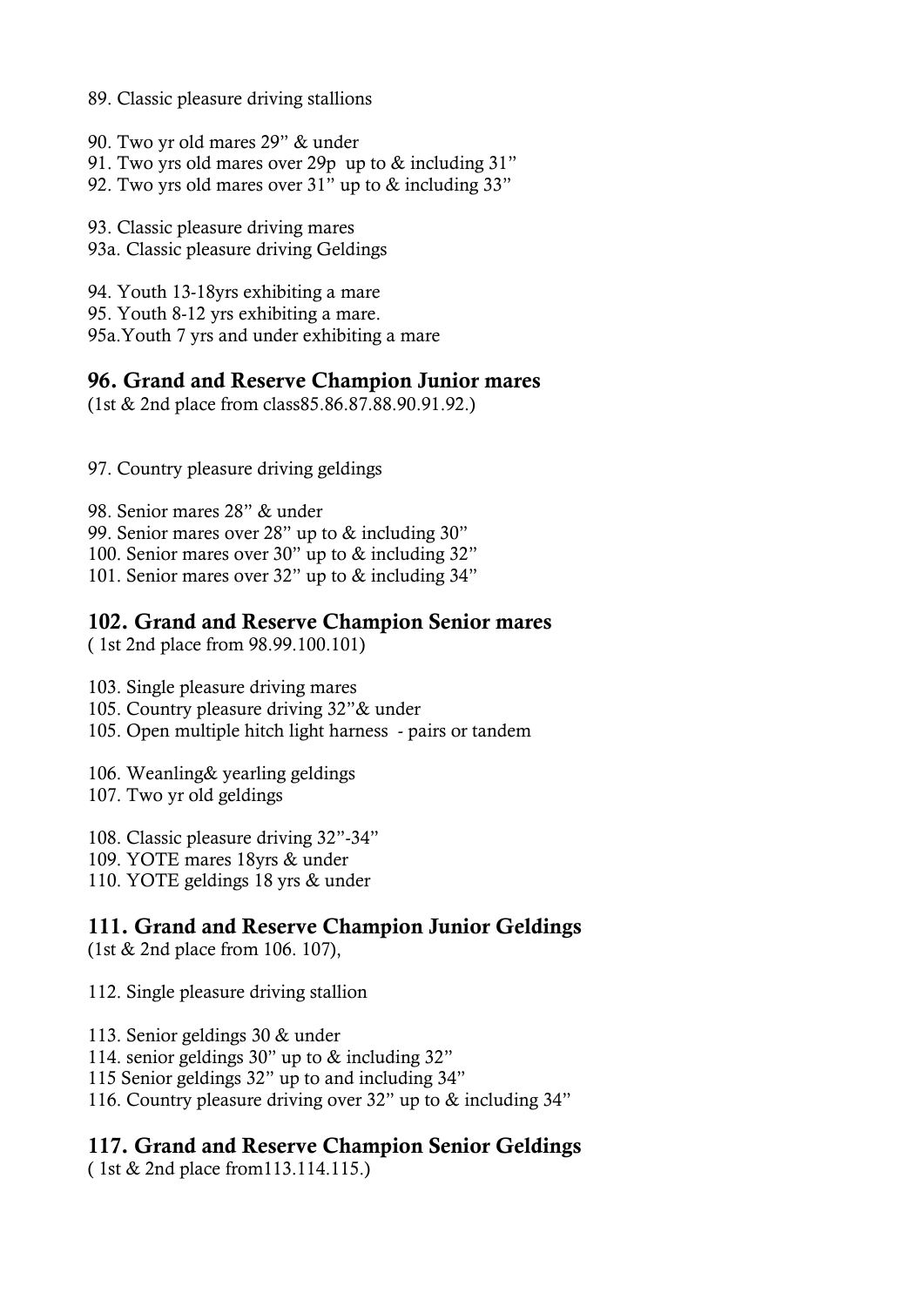89. Classic pleasure driving stallions

90. Two yr old mares 29” & under
91. Two yrs old mares over 29p  up to & including 31”
92. Two yrs old mares over 31” up to & including 33”

93. Classic pleasure driving mares
93a. Classic pleasure driving Geldings

94. Youth 13-18yrs exhibiting a mare
95. Youth 8-12 yrs exhibiting a mare.
95a.Youth 7 yrs and under exhibiting a mare

## 96. Grand and Reserve Champion Junior mares

(1st & 2nd place from class85.86.87.88.90.91.92.)

97. Country pleasure driving geldings

98. Senior mares 28” & under
99. Senior mares over 28” up to & including 30”
100. Senior mares over 30” up to & including 32”
101. Senior mares over 32” up to & including 34”

## 102. Grand and Reserve Champion Senior mares

( 1st 2nd place from 98.99.100.101)

103. Single pleasure driving mares
105. Country pleasure driving 32”& under
105. Open multiple hitch light harness  - pairs or tandem

106. Weanling& yearling geldings
107. Two yr old geldings

108. Classic pleasure driving 32”-34”
109. YOTE mares 18yrs & under
110. YOTE geldings 18 yrs & under

## 111. Grand and Reserve Champion Junior Geldings

(1st & 2nd place from 106. 107),

112. Single pleasure driving stallion

113. Senior geldings 30 & under
114. senior geldings 30” up to & including 32”
115 Senior geldings 32” up to and including 34”
116. Country pleasure driving over 32” up to & including 34”

## 117. Grand and Reserve Champion Senior Geldings

( 1st & 2nd place from113.114.115.)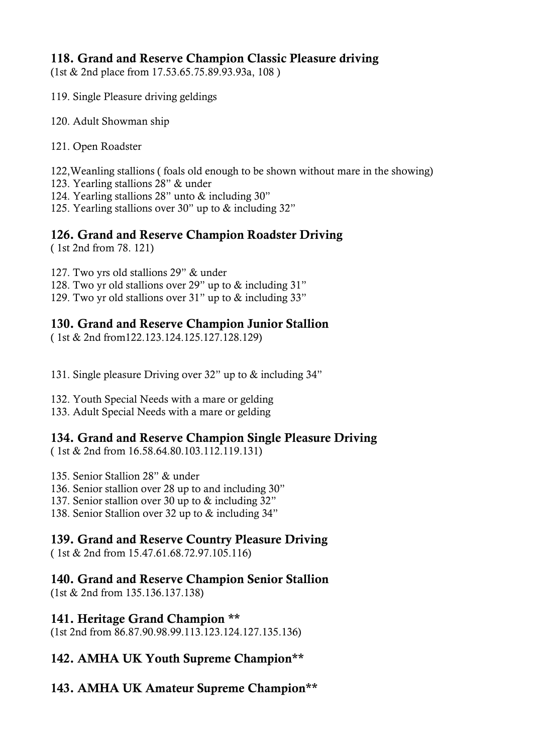### 118. Grand and Reserve Champion Classic Pleasure driving

(1st & 2nd place from 17.53.65.75.89.93.93a, 108 )

119. Single Pleasure driving geldings

120. Adult Showman ship

121. Open Roadster

122,Weanling stallions ( foals old enough to be shown without mare in the showing)
123. Yearling stallions 28" & under
124. Yearling stallions 28" unto & including 30"
125. Yearling stallions over 30" up to & including 32"

### 126. Grand and Reserve Champion Roadster Driving

( 1st 2nd from 78. 121)

127. Two yrs old stallions 29" & under
128. Two yr old stallions over 29" up to & including 31"
129. Two yr old stallions over 31" up to & including 33"

### 130. Grand and Reserve Champion Junior Stallion

( 1st & 2nd from122.123.124.125.127.128.129)

131. Single pleasure Driving over 32" up to & including 34"

132. Youth Special Needs with a mare or gelding
133. Adult Special Needs with a mare or gelding

### 134. Grand and Reserve Champion Single Pleasure Driving

( 1st & 2nd from 16.58.64.80.103.112.119.131)

135. Senior Stallion 28" & under
136. Senior stallion over 28 up to and including 30"
137. Senior stallion over 30 up to & including 32"
138. Senior Stallion over 32 up to & including 34"

### 139. Grand and Reserve Country Pleasure Driving

( 1st & 2nd from 15.47.61.68.72.97.105.116)

### 140. Grand and Reserve Champion Senior Stallion

(1st & 2nd from 135.136.137.138)

### 141. Heritage Grand Champion **

(1st 2nd from 86.87.90.98.99.113.123.124.127.135.136)

### 142. AMHA UK Youth Supreme Champion**

### 143. AMHA UK Amateur Supreme Champion**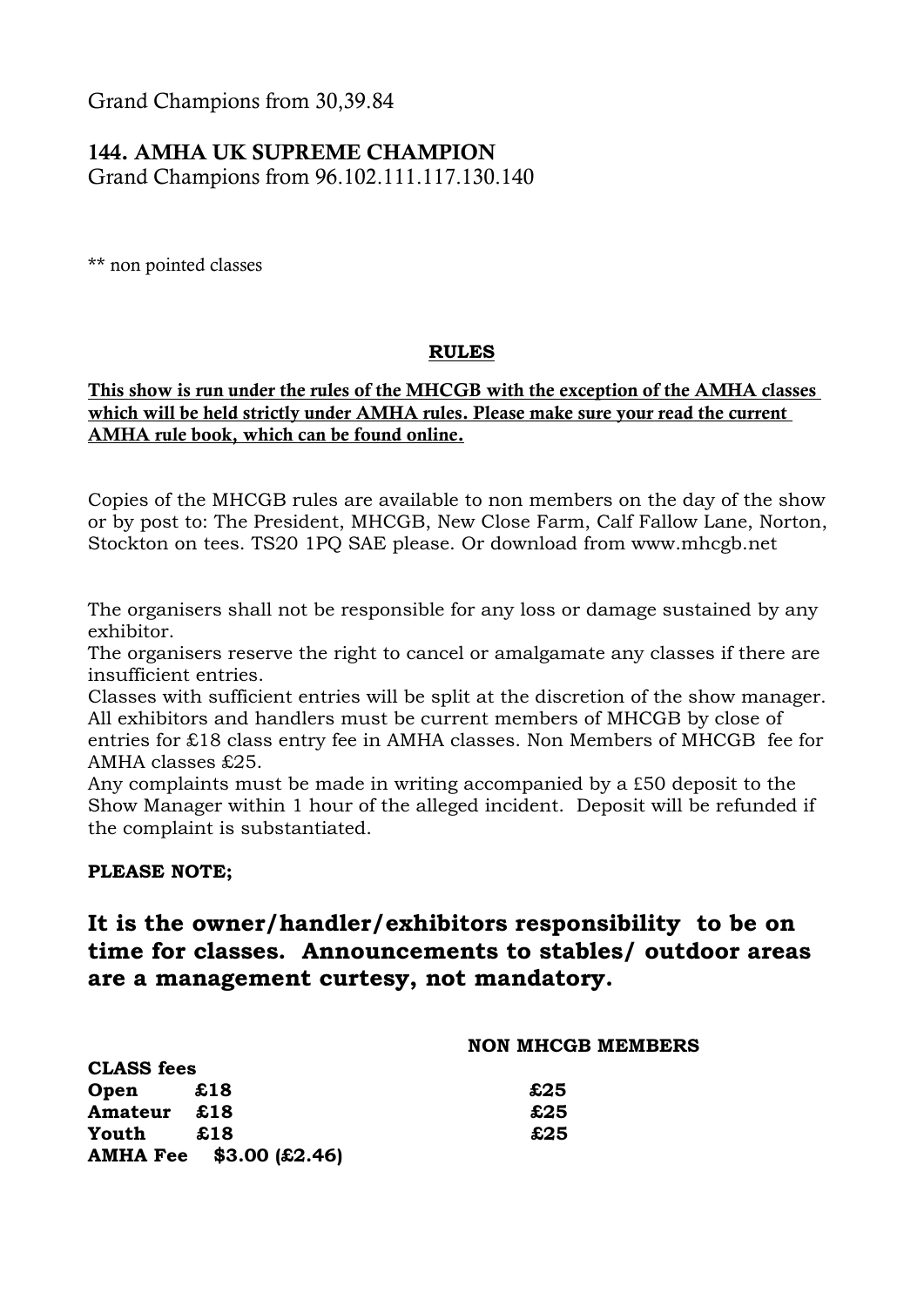Grand Champions from 30,39.84

### 144. AMHA UK SUPREME CHAMPION

Grand Champions from 96.102.111.117.130.140

** non pointed classes

## RULES

**This show is run under the rules of the MHCGB with the exception of the AMHA classes which will be held strictly under AMHA rules. Please make sure your read the current AMHA rule book, which can be found online.**

Copies of the MHCGB rules are available to non members on the day of the show or by post to: The President, MHCGB, New Close Farm, Calf Fallow Lane, Norton, Stockton on tees. TS20 1PQ SAE please. Or download from www.mhcgb.net

The organisers shall not be responsible for any loss or damage sustained by any exhibitor.

The organisers reserve the right to cancel or amalgamate any classes if there are insufficient entries.

Classes with sufficient entries will be split at the discretion of the show manager.

All exhibitors and handlers must be current members of MHCGB by close of entries for £18 class entry fee in AMHA classes. Non Members of MHCGB fee for AMHA classes £25.

Any complaints must be made in writing accompanied by a £50 deposit to the Show Manager within 1 hour of the alleged incident. Deposit will be refunded if the complaint is substantiated.

**PLEASE NOTE;**

## It is the owner/handler/exhibitors responsibility to be on time for classes. Announcements to stables/ outdoor areas are a management curtesy, not mandatory.

| **CLASS fees** | | **NON MHCGB MEMBERS** |
|---|---|---|
| **Open** | **£18** | **£25** |
| **Amateur** | **£18** | **£25** |
| **Youth** | **£18** | **£25** |
| **AMHA Fee** | **$3.00 (£2.46)** | |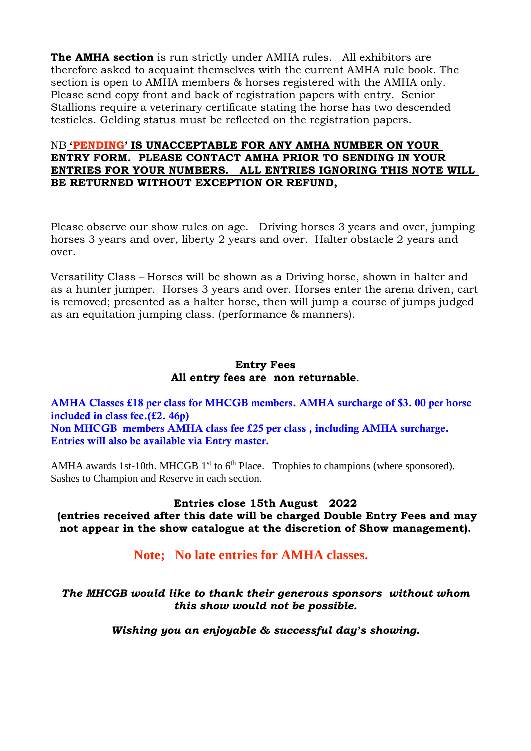**The AMHA section** is run strictly under AMHA rules. All exhibitors are therefore asked to acquaint themselves with the current AMHA rule book. The section is open to AMHA members & horses registered with the AMHA only. Please send copy front and back of registration papers with entry. Senior Stallions require a veterinary certificate stating the horse has two descended testicles. Gelding status must be reflected on the registration papers.

NB **'PENDING' IS UNACCEPTABLE FOR ANY AMHA NUMBER ON YOUR ENTRY FORM. PLEASE CONTACT AMHA PRIOR TO SENDING IN YOUR ENTRIES FOR YOUR NUMBERS. ALL ENTRIES IGNORING THIS NOTE WILL BE RETURNED WITHOUT EXCEPTION OR REFUND,**

Please observe our show rules on age. Driving horses 3 years and over, jumping horses 3 years and over, liberty 2 years and over. Halter obstacle 2 years and over.

Versatility Class – Horses will be shown as a Driving horse, shown in halter and as a hunter jumper. Horses 3 years and over. Horses enter the arena driven, cart is removed; presented as a halter horse, then will jump a course of jumps judged as an equitation jumping class. (performance & manners).

**Entry Fees**
**All entry fees are non returnable**.

**AMHA Classes £18 per class for MHCGB members. AMHA surcharge of $3. 00 per horse included in class fee.(£2. 46p)**
**Non MHCGB members AMHA class fee £25 per class , including AMHA surcharge.**
**Entries will also be available via Entry master.**

AMHA awards 1st-10th. MHCGB 1st to 6th Place. Trophies to champions (where sponsored). Sashes to Champion and Reserve in each section.

**Entries close 15th August 2022**
**(entries received after this date will be charged Double Entry Fees and may not appear in the show catalogue at the discretion of Show management).**

**Note; No late entries for AMHA classes.**

***The MHCGB would like to thank their generous sponsors without whom this show would not be possible.***

***Wishing you an enjoyable & successful day's showing.***